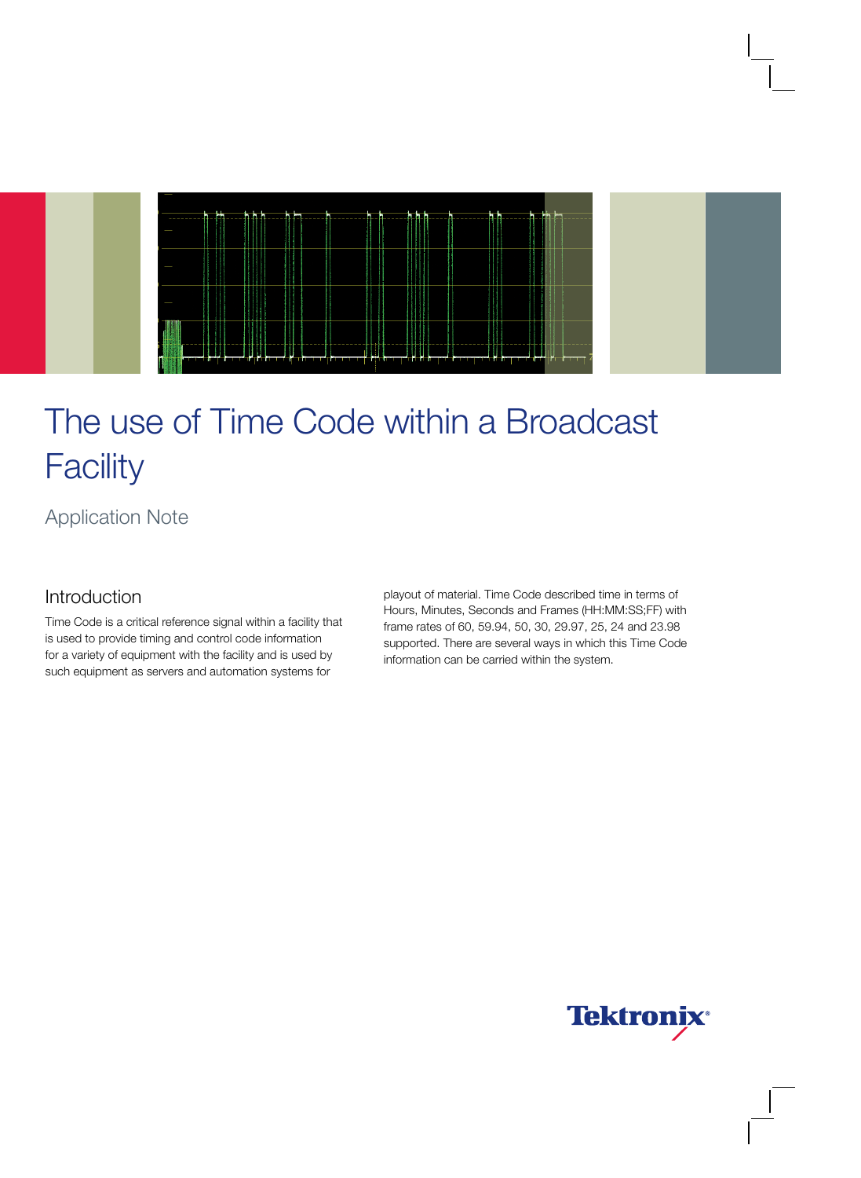# The use of Time Code within a Broadcast Facility

Application Note

## Introduction

Time Code is a critical reference signal within a facility that is used to provide timing and control code information for a variety of equipment with the facility and is used by such equipment as servers and automation systems for playout of material. Time Code described time in terms of Hours, Minutes, Seconds and Frames (HH:MM:SS;FF) with frame rates of 60, 59.94, 50, 30, 29.97, 25, 24 and 23.98 supported. There are several ways in which this Time Code information can be carried within the system.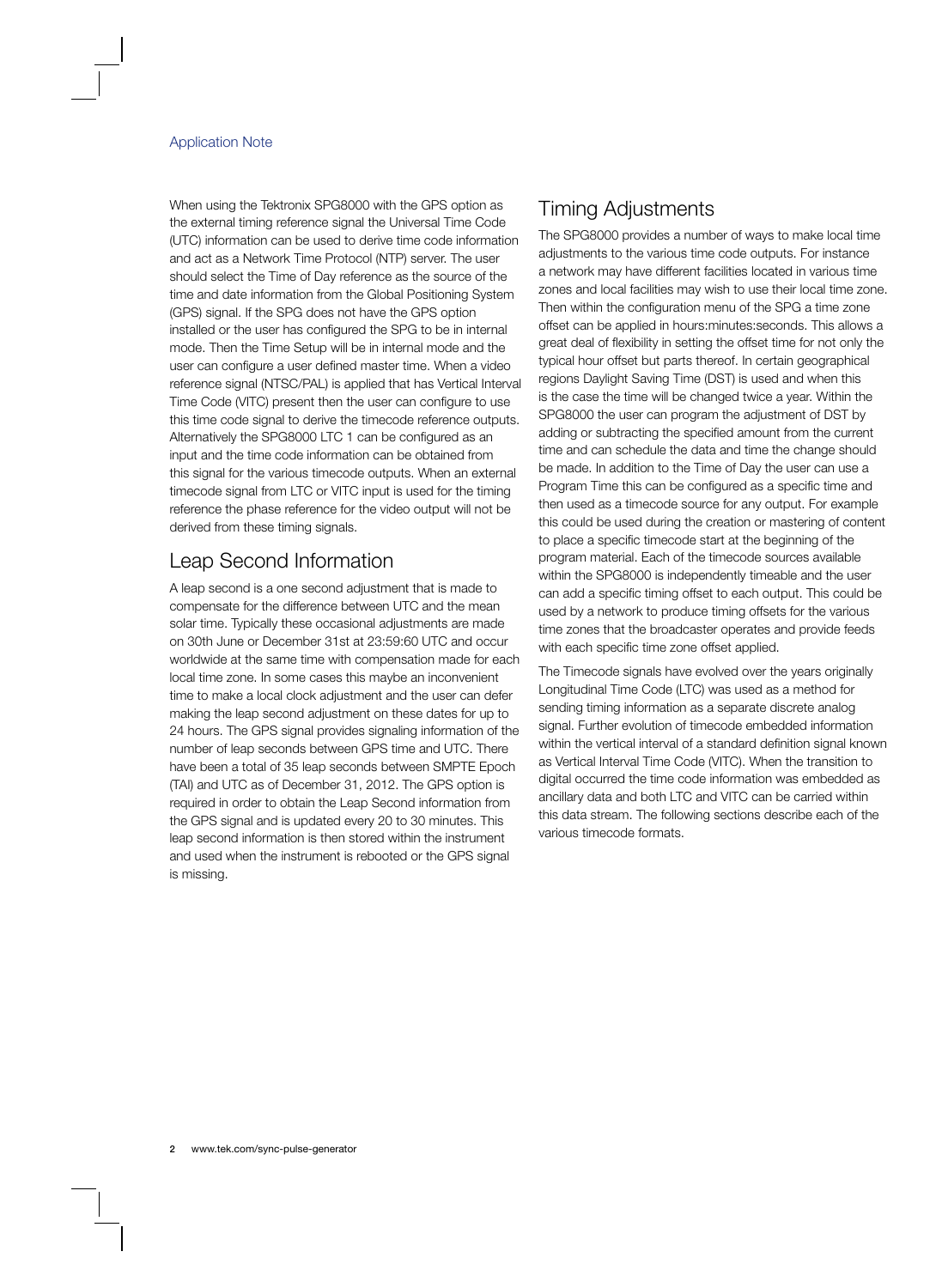When using the Tektronix SPG8000 with the GPS option as the external timing reference signal the Universal Time Code (UTC) information can be used to derive time code information and act as a Network Time Protocol (NTP) server. The user should select the Time of Day reference as the source of the time and date information from the Global Positioning System (GPS) signal. If the SPG does not have the GPS option installed or the user has configured the SPG to be in internal mode. Then the Time Setup will be in internal mode and the user can configure a user defined master time. When a video reference signal (NTSC/PAL) is applied that has Vertical Interval Time Code (VITC) present then the user can configure to use this time code signal to derive the timecode reference outputs. Alternatively the SPG8000 LTC 1 can be configured as an input and the time code information can be obtained from this signal for the various timecode outputs. When an external timecode signal from LTC or VITC input is used for the timing reference the phase reference for the video output will not be derived from these timing signals.

## Leap Second Information

A leap second is a one second adjustment that is made to compensate for the difference between UTC and the mean solar time. Typically these occasional adjustments are made on 30th June or December 31st at 23:59:60 UTC and occur worldwide at the same time with compensation made for each local time zone. In some cases this maybe an inconvenient time to make a local clock adjustment and the user can defer making the leap second adjustment on these dates for up to 24 hours. The GPS signal provides signaling information of the number of leap seconds between GPS time and UTC. There have been a total of 35 leap seconds between SMPTE Epoch (TAI) and UTC as of December 31, 2012. The GPS option is required in order to obtain the Leap Second information from the GPS signal and is updated every 20 to 30 minutes. This leap second information is then stored within the instrument and used when the instrument is rebooted or the GPS signal is missing.

## Timing Adjustments

The SPG8000 provides a number of ways to make local time adjustments to the various time code outputs. For instance a network may have different facilities located in various time zones and local facilities may wish to use their local time zone. Then within the configuration menu of the SPG a time zone offset can be applied in hours:minutes:seconds. This allows a great deal of flexibility in setting the offset time for not only the typical hour offset but parts thereof. In certain geographical regions Daylight Saving Time (DST) is used and when this is the case the time will be changed twice a year. Within the SPG8000 the user can program the adjustment of DST by adding or subtracting the specified amount from the current time and can schedule the data and time the change should be made. In addition to the Time of Day the user can use a Program Time this can be configured as a specific time and then used as a timecode source for any output. For example this could be used during the creation or mastering of content to place a specific timecode start at the beginning of the program material. Each of the timecode sources available within the SPG8000 is independently timeable and the user can add a specific timing offset to each output. This could be used by a network to produce timing offsets for the various time zones that the broadcaster operates and provide feeds with each specific time zone offset applied.

The Timecode signals have evolved over the years originally Longitudinal Time Code (LTC) was used as a method for sending timing information as a separate discrete analog signal. Further evolution of timecode embedded information within the vertical interval of a standard definition signal known as Vertical Interval Time Code (VITC). When the transition to digital occurred the time code information was embedded as ancillary data and both LTC and VITC can be carried within this data stream. The following sections describe each of the various timecode formats.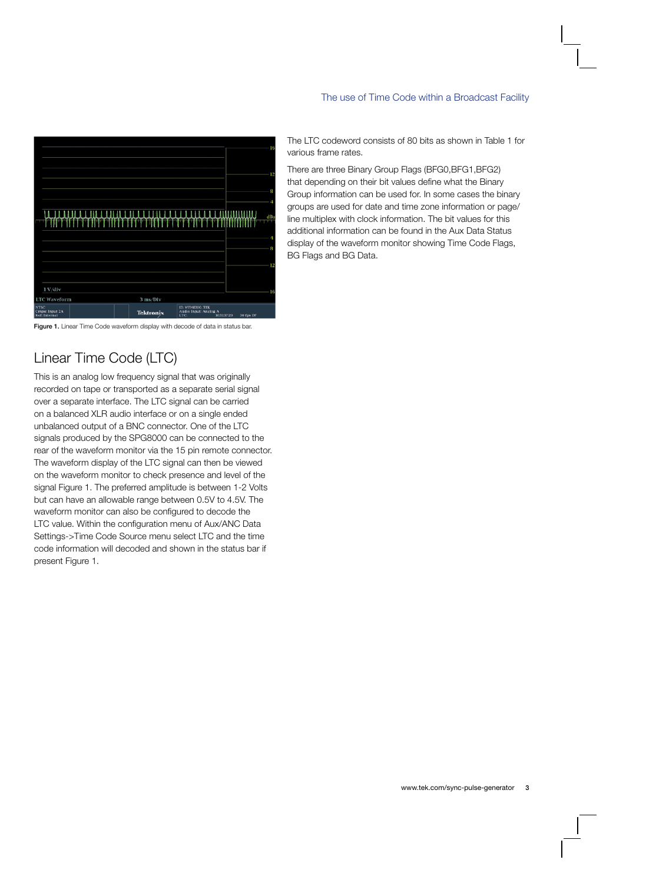Figure 1. Linear Time Code waveform display with decode of data in status bar.

## Linear Time Code (LTC)

This is an analog low frequency signal that was originally recorded on tape or transported as a separate serial signal over a separate interface. The LTC signal can be carried on a balanced XLR audio interface or on a single ended unbalanced output of a BNC connector. One of the LTC signals produced by the SPG8000 can be connected to the rear of the waveform monitor via the 15 pin remote connector. The waveform display of the LTC signal can then be viewed on the waveform monitor to check presence and level of the signal Figure 1. The preferred amplitude is between 1-2 Volts but can have an allowable range between 0.5V to 4.5V. The waveform monitor can also be configured to decode the LTC value. Within the configuration menu of Aux/ANC Data Settings->Time Code Source menu select LTC and the time code information will decoded and shown in the status bar if present Figure 1.

The LTC codeword consists of 80 bits as shown in Table 1 for various frame rates.

There are three Binary Group Flags (BFG0,BFG1,BFG2) that depending on their bit values define what the Binary Group information can be used for. In some cases the binary groups are used for date and time zone information or page/line multiplex with clock information. The bit values for this additional information can be found in the Aux Data Status display of the waveform monitor showing Time Code Flags, BG Flags and BG Data.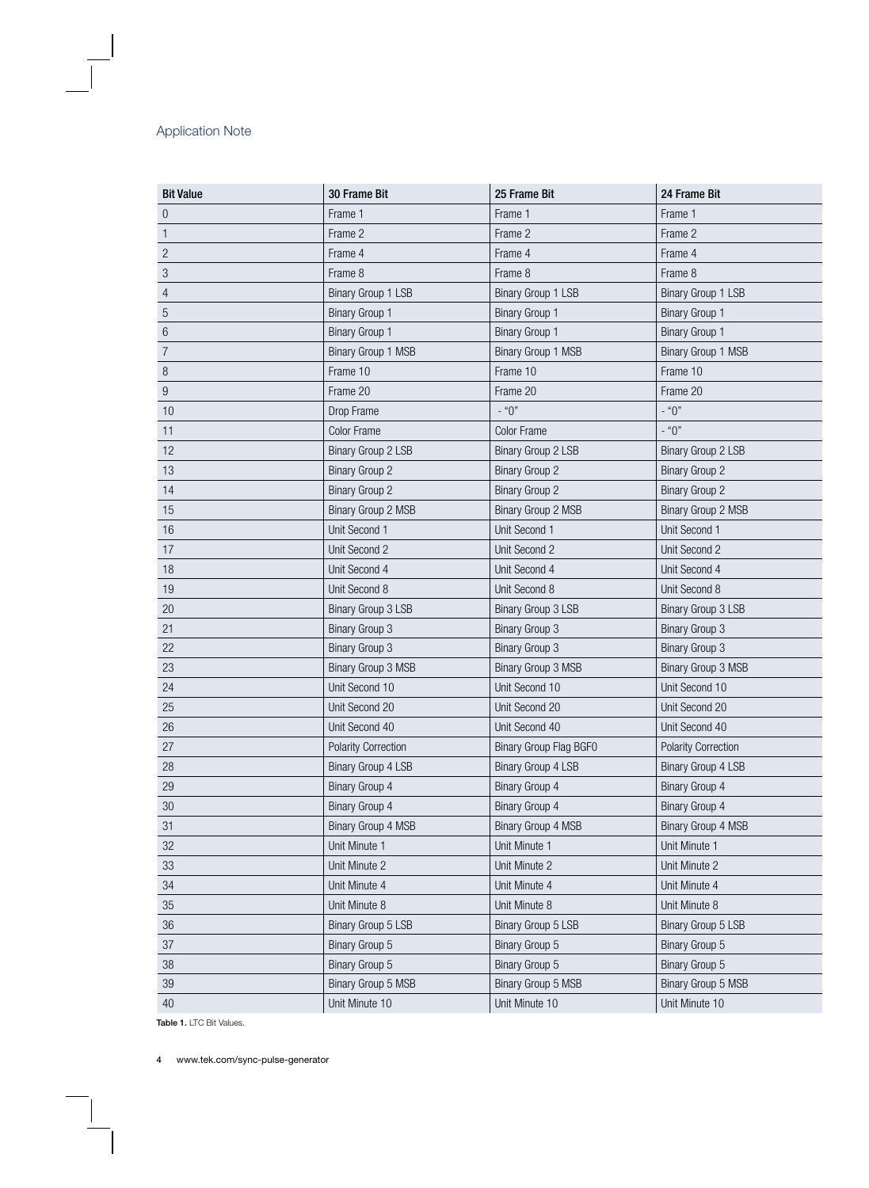| Bit Value | 30 Frame Bit | 25 Frame Bit | 24 Frame Bit |
|---|---|---|---|
| 0 | Frame 1 | Frame 1 | Frame 1 |
| 1 | Frame 2 | Frame 2 | Frame 2 |
| 2 | Frame 4 | Frame 4 | Frame 4 |
| 3 | Frame 8 | Frame 8 | Frame 8 |
| 4 | Binary Group 1 LSB | Binary Group 1 LSB | Binary Group 1 LSB |
| 5 | Binary Group 1 | Binary Group 1 | Binary Group 1 |
| 6 | Binary Group 1 | Binary Group 1 | Binary Group 1 |
| 7 | Binary Group 1 MSB | Binary Group 1 MSB | Binary Group 1 MSB |
| 8 | Frame 10 | Frame 10 | Frame 10 |
| 9 | Frame 20 | Frame 20 | Frame 20 |
| 10 | Drop Frame | - "0" | - "0" |
| 11 | Color Frame | Color Frame | - "0" |
| 12 | Binary Group 2 LSB | Binary Group 2 LSB | Binary Group 2 LSB |
| 13 | Binary Group 2 | Binary Group 2 | Binary Group 2 |
| 14 | Binary Group 2 | Binary Group 2 | Binary Group 2 |
| 15 | Binary Group 2 MSB | Binary Group 2 MSB | Binary Group 2 MSB |
| 16 | Unit Second 1 | Unit Second 1 | Unit Second 1 |
| 17 | Unit Second 2 | Unit Second 2 | Unit Second 2 |
| 18 | Unit Second 4 | Unit Second 4 | Unit Second 4 |
| 19 | Unit Second 8 | Unit Second 8 | Unit Second 8 |
| 20 | Binary Group 3 LSB | Binary Group 3 LSB | Binary Group 3 LSB |
| 21 | Binary Group 3 | Binary Group 3 | Binary Group 3 |
| 22 | Binary Group 3 | Binary Group 3 | Binary Group 3 |
| 23 | Binary Group 3 MSB | Binary Group 3 MSB | Binary Group 3 MSB |
| 24 | Unit Second 10 | Unit Second 10 | Unit Second 10 |
| 25 | Unit Second 20 | Unit Second 20 | Unit Second 20 |
| 26 | Unit Second 40 | Unit Second 40 | Unit Second 40 |
| 27 | Polarity Correction | Binary Group Flag BGF0 | Polarity Correction |
| 28 | Binary Group 4 LSB | Binary Group 4 LSB | Binary Group 4 LSB |
| 29 | Binary Group 4 | Binary Group 4 | Binary Group 4 |
| 30 | Binary Group 4 | Binary Group 4 | Binary Group 4 |
| 31 | Binary Group 4 MSB | Binary Group 4 MSB | Binary Group 4 MSB |
| 32 | Unit Minute 1 | Unit Minute 1 | Unit Minute 1 |
| 33 | Unit Minute 2 | Unit Minute 2 | Unit Minute 2 |
| 34 | Unit Minute 4 | Unit Minute 4 | Unit Minute 4 |
| 35 | Unit Minute 8 | Unit Minute 8 | Unit Minute 8 |
| 36 | Binary Group 5 LSB | Binary Group 5 LSB | Binary Group 5 LSB |
| 37 | Binary Group 5 | Binary Group 5 | Binary Group 5 |
| 38 | Binary Group 5 | Binary Group 5 | Binary Group 5 |
| 39 | Binary Group 5 MSB | Binary Group 5 MSB | Binary Group 5 MSB |
| 40 | Unit Minute 10 | Unit Minute 10 | Unit Minute 10 |

**Table 1.** LTC Bit Values.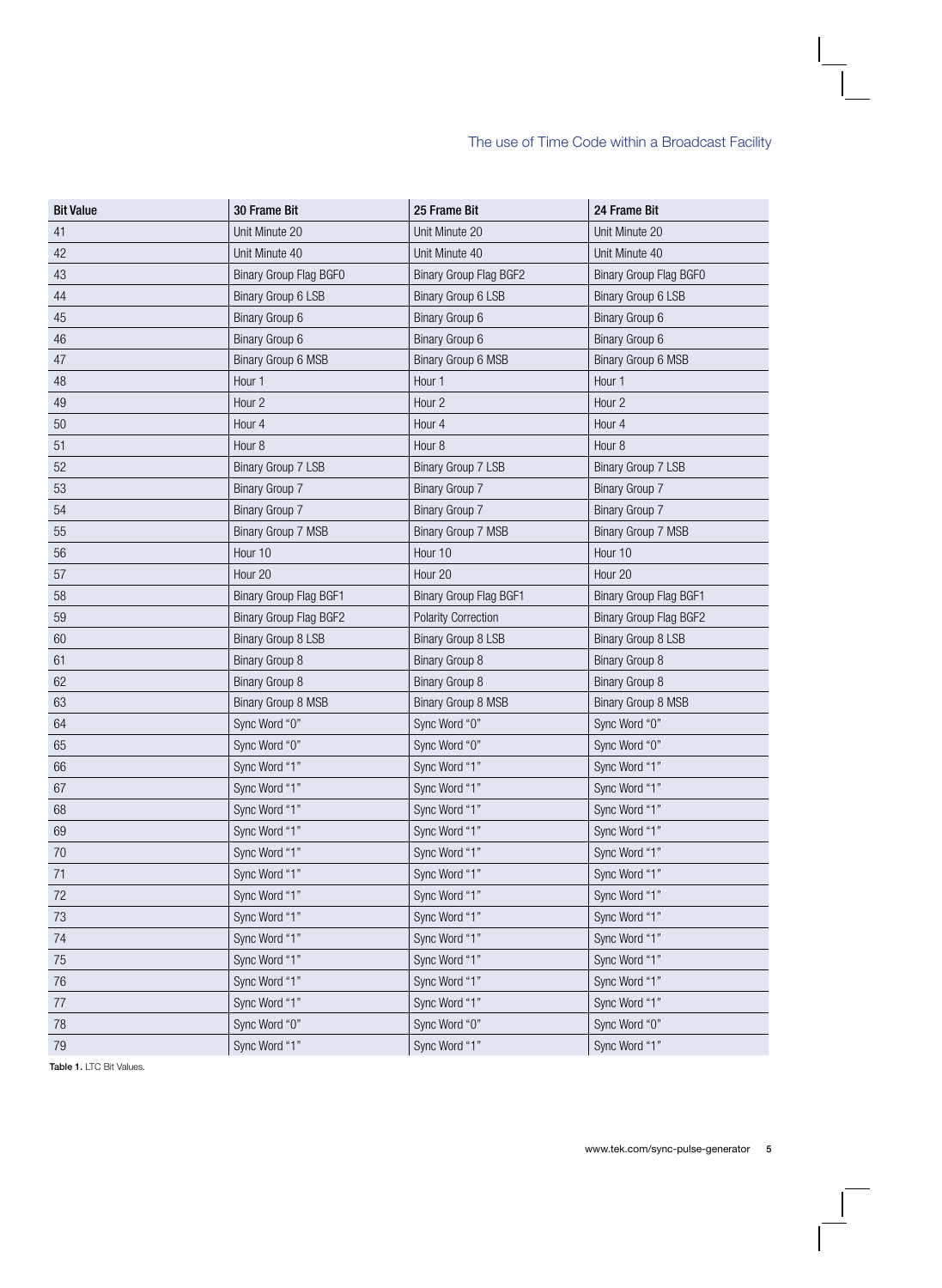| Bit Value | 30 Frame Bit | 25 Frame Bit | 24 Frame Bit |
|---|---|---|---|
| 41 | Unit Minute 20 | Unit Minute 20 | Unit Minute 20 |
| 42 | Unit Minute 40 | Unit Minute 40 | Unit Minute 40 |
| 43 | Binary Group Flag BGF0 | Binary Group Flag BGF2 | Binary Group Flag BGF0 |
| 44 | Binary Group 6 LSB | Binary Group 6 LSB | Binary Group 6 LSB |
| 45 | Binary Group 6 | Binary Group 6 | Binary Group 6 |
| 46 | Binary Group 6 | Binary Group 6 | Binary Group 6 |
| 47 | Binary Group 6 MSB | Binary Group 6 MSB | Binary Group 6 MSB |
| 48 | Hour 1 | Hour 1 | Hour 1 |
| 49 | Hour 2 | Hour 2 | Hour 2 |
| 50 | Hour 4 | Hour 4 | Hour 4 |
| 51 | Hour 8 | Hour 8 | Hour 8 |
| 52 | Binary Group 7 LSB | Binary Group 7 LSB | Binary Group 7 LSB |
| 53 | Binary Group 7 | Binary Group 7 | Binary Group 7 |
| 54 | Binary Group 7 | Binary Group 7 | Binary Group 7 |
| 55 | Binary Group 7 MSB | Binary Group 7 MSB | Binary Group 7 MSB |
| 56 | Hour 10 | Hour 10 | Hour 10 |
| 57 | Hour 20 | Hour 20 | Hour 20 |
| 58 | Binary Group Flag BGF1 | Binary Group Flag BGF1 | Binary Group Flag BGF1 |
| 59 | Binary Group Flag BGF2 | Polarity Correction | Binary Group Flag BGF2 |
| 60 | Binary Group 8 LSB | Binary Group 8 LSB | Binary Group 8 LSB |
| 61 | Binary Group 8 | Binary Group 8 | Binary Group 8 |
| 62 | Binary Group 8 | Binary Group 8 | Binary Group 8 |
| 63 | Binary Group 8 MSB | Binary Group 8 MSB | Binary Group 8 MSB |
| 64 | Sync Word "0" | Sync Word "0" | Sync Word "0" |
| 65 | Sync Word "0" | Sync Word "0" | Sync Word "0" |
| 66 | Sync Word "1" | Sync Word "1" | Sync Word "1" |
| 67 | Sync Word "1" | Sync Word "1" | Sync Word "1" |
| 68 | Sync Word "1" | Sync Word "1" | Sync Word "1" |
| 69 | Sync Word "1" | Sync Word "1" | Sync Word "1" |
| 70 | Sync Word "1" | Sync Word "1" | Sync Word "1" |
| 71 | Sync Word "1" | Sync Word "1" | Sync Word "1" |
| 72 | Sync Word "1" | Sync Word "1" | Sync Word "1" |
| 73 | Sync Word "1" | Sync Word "1" | Sync Word "1" |
| 74 | Sync Word "1" | Sync Word "1" | Sync Word "1" |
| 75 | Sync Word "1" | Sync Word "1" | Sync Word "1" |
| 76 | Sync Word "1" | Sync Word "1" | Sync Word "1" |
| 77 | Sync Word "1" | Sync Word "1" | Sync Word "1" |
| 78 | Sync Word "0" | Sync Word "0" | Sync Word "0" |
| 79 | Sync Word "1" | Sync Word "1" | Sync Word "1" |

**Table 1.** LTC Bit Values.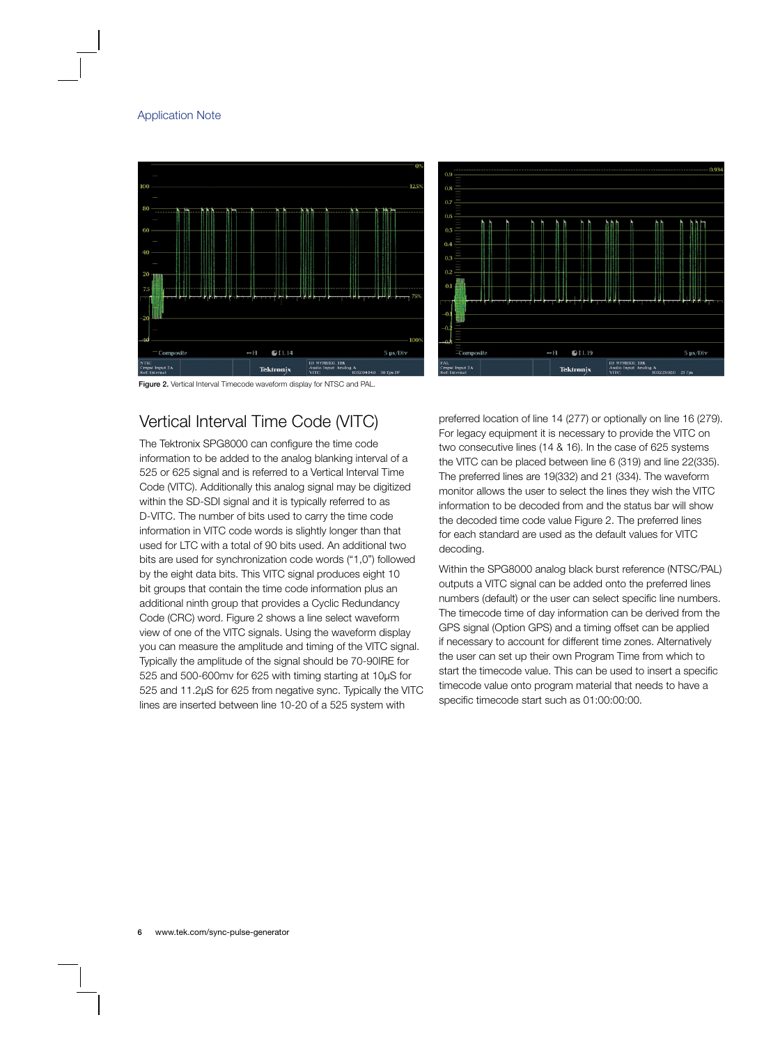Figure 2. Vertical Interval Timecode waveform display for NTSC and PAL.

## Vertical Interval Time Code (VITC)

The Tektronix SPG8000 can configure the time code information to be added to the analog blanking interval of a 525 or 625 signal and is referred to a Vertical Interval Time Code (VITC). Additionally this analog signal may be digitized within the SD-SDI signal and it is typically referred to as D-VITC. The number of bits used to carry the time code information in VITC code words is slightly longer than that used for LTC with a total of 90 bits used. An additional two bits are used for synchronization code words ("1,0") followed by the eight data bits. This VITC signal produces eight 10 bit groups that contain the time code information plus an additional ninth group that provides a Cyclic Redundancy Code (CRC) word. Figure 2 shows a line select waveform view of one of the VITC signals. Using the waveform display you can measure the amplitude and timing of the VITC signal. Typically the amplitude of the signal should be 70-90IRE for 525 and 500-600mv for 625 with timing starting at 10µS for 525 and 11.2µS for 625 from negative sync. Typically the VITC lines are inserted between line 10-20 of a 525 system with preferred location of line 14 (277) or optionally on line 16 (279). For legacy equipment it is necessary to provide the VITC on two consecutive lines (14 & 16). In the case of 625 systems the VITC can be placed between line 6 (319) and line 22(335). The preferred lines are 19(332) and 21 (334). The waveform monitor allows the user to select the lines they wish the VITC information to be decoded from and the status bar will show the decoded time code value Figure 2. The preferred lines for each standard are used as the default values for VITC decoding.

Within the SPG8000 analog black burst reference (NTSC/PAL) outputs a VITC signal can be added onto the preferred lines numbers (default) or the user can select specific line numbers. The timecode time of day information can be derived from the GPS signal (Option GPS) and a timing offset can be applied if necessary to account for different time zones. Alternatively the user can set up their own Program Time from which to start the timecode value. This can be used to insert a specific timecode value onto program material that needs to have a specific timecode start such as 01:00:00:00.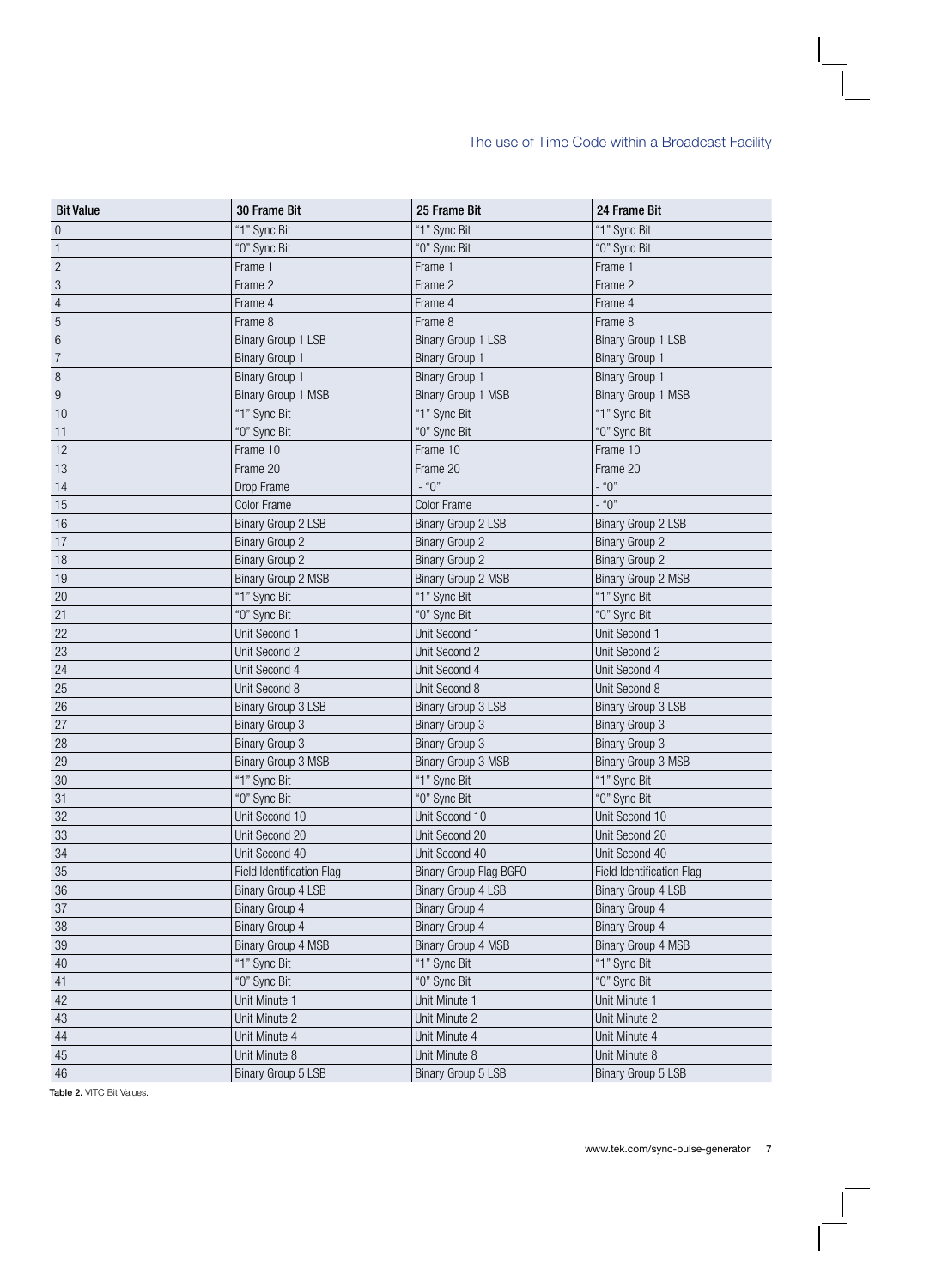| Bit Value | 30 Frame Bit | 25 Frame Bit | 24 Frame Bit |
|---|---|---|---|
| 0 | "1" Sync Bit | "1" Sync Bit | "1" Sync Bit |
| 1 | "0" Sync Bit | "0" Sync Bit | "0" Sync Bit |
| 2 | Frame 1 | Frame 1 | Frame 1 |
| 3 | Frame 2 | Frame 2 | Frame 2 |
| 4 | Frame 4 | Frame 4 | Frame 4 |
| 5 | Frame 8 | Frame 8 | Frame 8 |
| 6 | Binary Group 1 LSB | Binary Group 1 LSB | Binary Group 1 LSB |
| 7 | Binary Group 1 | Binary Group 1 | Binary Group 1 |
| 8 | Binary Group 1 | Binary Group 1 | Binary Group 1 |
| 9 | Binary Group 1 MSB | Binary Group 1 MSB | Binary Group 1 MSB |
| 10 | "1" Sync Bit | "1" Sync Bit | "1" Sync Bit |
| 11 | "0" Sync Bit | "0" Sync Bit | "0" Sync Bit |
| 12 | Frame 10 | Frame 10 | Frame 10 |
| 13 | Frame 20 | Frame 20 | Frame 20 |
| 14 | Drop Frame | - "0" | - "0" |
| 15 | Color Frame | Color Frame | - "0" |
| 16 | Binary Group 2 LSB | Binary Group 2 LSB | Binary Group 2 LSB |
| 17 | Binary Group 2 | Binary Group 2 | Binary Group 2 |
| 18 | Binary Group 2 | Binary Group 2 | Binary Group 2 |
| 19 | Binary Group 2 MSB | Binary Group 2 MSB | Binary Group 2 MSB |
| 20 | "1" Sync Bit | "1" Sync Bit | "1" Sync Bit |
| 21 | "0" Sync Bit | "0" Sync Bit | "0" Sync Bit |
| 22 | Unit Second 1 | Unit Second 1 | Unit Second 1 |
| 23 | Unit Second 2 | Unit Second 2 | Unit Second 2 |
| 24 | Unit Second 4 | Unit Second 4 | Unit Second 4 |
| 25 | Unit Second 8 | Unit Second 8 | Unit Second 8 |
| 26 | Binary Group 3 LSB | Binary Group 3 LSB | Binary Group 3 LSB |
| 27 | Binary Group 3 | Binary Group 3 | Binary Group 3 |
| 28 | Binary Group 3 | Binary Group 3 | Binary Group 3 |
| 29 | Binary Group 3 MSB | Binary Group 3 MSB | Binary Group 3 MSB |
| 30 | "1" Sync Bit | "1" Sync Bit | "1" Sync Bit |
| 31 | "0" Sync Bit | "0" Sync Bit | "0" Sync Bit |
| 32 | Unit Second 10 | Unit Second 10 | Unit Second 10 |
| 33 | Unit Second 20 | Unit Second 20 | Unit Second 20 |
| 34 | Unit Second 40 | Unit Second 40 | Unit Second 40 |
| 35 | Field Identification Flag | Binary Group Flag BGF0 | Field Identification Flag |
| 36 | Binary Group 4 LSB | Binary Group 4 LSB | Binary Group 4 LSB |
| 37 | Binary Group 4 | Binary Group 4 | Binary Group 4 |
| 38 | Binary Group 4 | Binary Group 4 | Binary Group 4 |
| 39 | Binary Group 4 MSB | Binary Group 4 MSB | Binary Group 4 MSB |
| 40 | "1" Sync Bit | "1" Sync Bit | "1" Sync Bit |
| 41 | "0" Sync Bit | "0" Sync Bit | "0" Sync Bit |
| 42 | Unit Minute 1 | Unit Minute 1 | Unit Minute 1 |
| 43 | Unit Minute 2 | Unit Minute 2 | Unit Minute 2 |
| 44 | Unit Minute 4 | Unit Minute 4 | Unit Minute 4 |
| 45 | Unit Minute 8 | Unit Minute 8 | Unit Minute 8 |
| 46 | Binary Group 5 LSB | Binary Group 5 LSB | Binary Group 5 LSB |

**Table 2.** VITC Bit Values.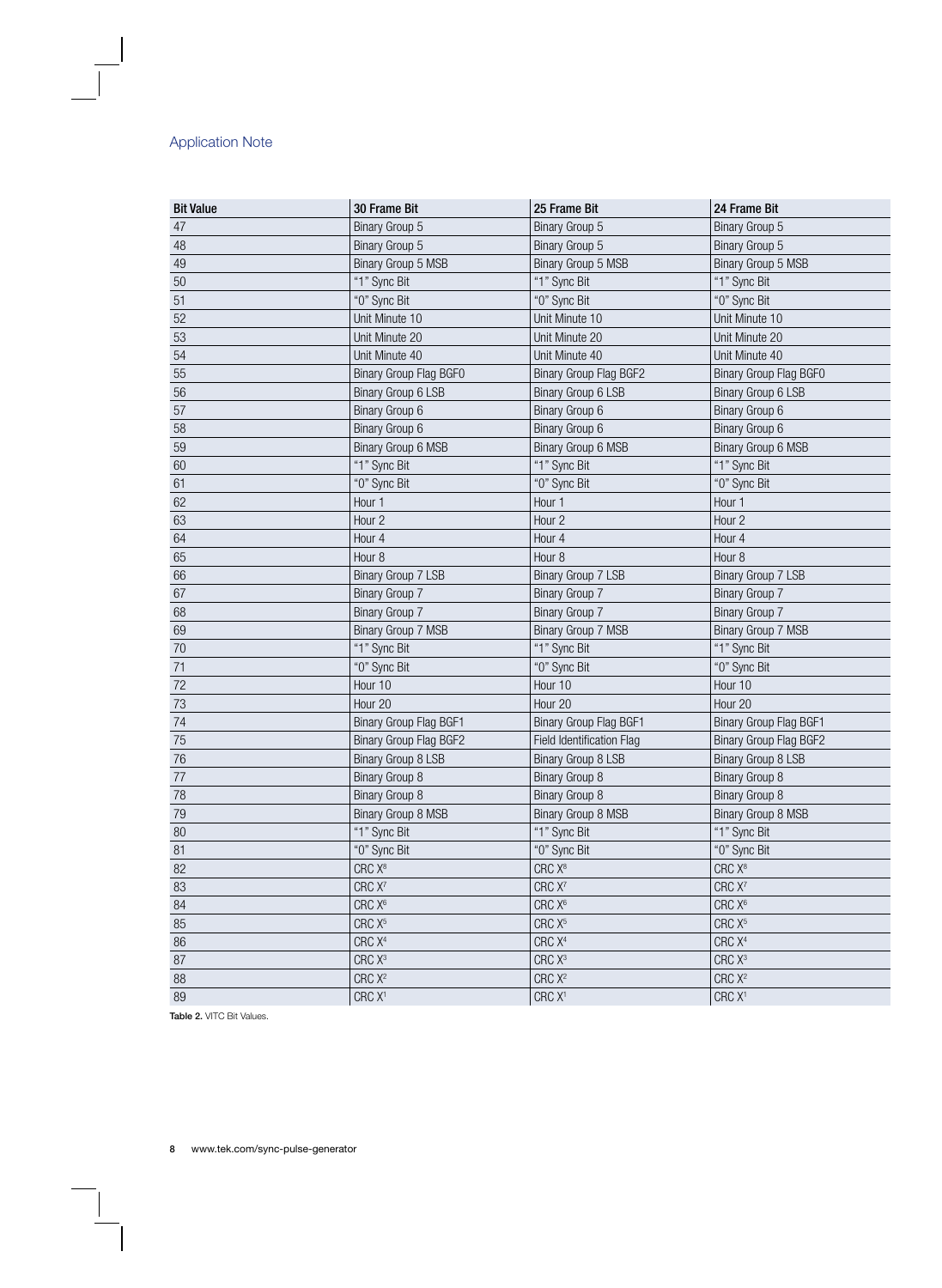| Bit Value | 30 Frame Bit | 25 Frame Bit | 24 Frame Bit |
|---|---|---|---|
| 47 | Binary Group 5 | Binary Group 5 | Binary Group 5 |
| 48 | Binary Group 5 | Binary Group 5 | Binary Group 5 |
| 49 | Binary Group 5 MSB | Binary Group 5 MSB | Binary Group 5 MSB |
| 50 | "1" Sync Bit | "1" Sync Bit | "1" Sync Bit |
| 51 | "0" Sync Bit | "0" Sync Bit | "0" Sync Bit |
| 52 | Unit Minute 10 | Unit Minute 10 | Unit Minute 10 |
| 53 | Unit Minute 20 | Unit Minute 20 | Unit Minute 20 |
| 54 | Unit Minute 40 | Unit Minute 40 | Unit Minute 40 |
| 55 | Binary Group Flag BGF0 | Binary Group Flag BGF2 | Binary Group Flag BGF0 |
| 56 | Binary Group 6 LSB | Binary Group 6 LSB | Binary Group 6 LSB |
| 57 | Binary Group 6 | Binary Group 6 | Binary Group 6 |
| 58 | Binary Group 6 | Binary Group 6 | Binary Group 6 |
| 59 | Binary Group 6 MSB | Binary Group 6 MSB | Binary Group 6 MSB |
| 60 | "1" Sync Bit | "1" Sync Bit | "1" Sync Bit |
| 61 | "0" Sync Bit | "0" Sync Bit | "0" Sync Bit |
| 62 | Hour 1 | Hour 1 | Hour 1 |
| 63 | Hour 2 | Hour 2 | Hour 2 |
| 64 | Hour 4 | Hour 4 | Hour 4 |
| 65 | Hour 8 | Hour 8 | Hour 8 |
| 66 | Binary Group 7 LSB | Binary Group 7 LSB | Binary Group 7 LSB |
| 67 | Binary Group 7 | Binary Group 7 | Binary Group 7 |
| 68 | Binary Group 7 | Binary Group 7 | Binary Group 7 |
| 69 | Binary Group 7 MSB | Binary Group 7 MSB | Binary Group 7 MSB |
| 70 | "1" Sync Bit | "1" Sync Bit | "1" Sync Bit |
| 71 | "0" Sync Bit | "0" Sync Bit | "0" Sync Bit |
| 72 | Hour 10 | Hour 10 | Hour 10 |
| 73 | Hour 20 | Hour 20 | Hour 20 |
| 74 | Binary Group Flag BGF1 | Binary Group Flag BGF1 | Binary Group Flag BGF1 |
| 75 | Binary Group Flag BGF2 | Field Identification Flag | Binary Group Flag BGF2 |
| 76 | Binary Group 8 LSB | Binary Group 8 LSB | Binary Group 8 LSB |
| 77 | Binary Group 8 | Binary Group 8 | Binary Group 8 |
| 78 | Binary Group 8 | Binary Group 8 | Binary Group 8 |
| 79 | Binary Group 8 MSB | Binary Group 8 MSB | Binary Group 8 MSB |
| 80 | "1" Sync Bit | "1" Sync Bit | "1" Sync Bit |
| 81 | "0" Sync Bit | "0" Sync Bit | "0" Sync Bit |
| 82 | CRC $X^8$ | CRC $X^8$ | CRC $X^8$ |
| 83 | CRC $X^7$ | CRC $X^7$ | CRC $X^7$ |
| 84 | CRC $X^6$ | CRC $X^6$ | CRC $X^6$ |
| 85 | CRC $X^5$ | CRC $X^5$ | CRC $X^5$ |
| 86 | CRC $X^4$ | CRC $X^4$ | CRC $X^4$ |
| 87 | CRC $X^3$ | CRC $X^3$ | CRC $X^3$ |
| 88 | CRC $X^2$ | CRC $X^2$ | CRC $X^2$ |
| 89 | CRC $X^1$ | CRC $X^1$ | CRC $X^1$ |

**Table 2.** VITC Bit Values.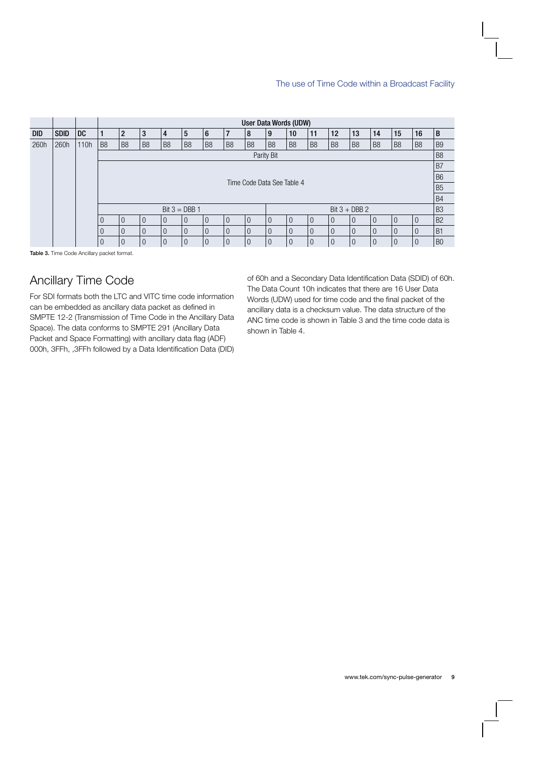| | | | User Data Words (UDW) | | | | | | | | | | | | | | | | |
|---|---|---|---|---|---|---|---|---|---|---|---|---|---|---|---|---|---|---|---|
| **DID** | **SDID** | **DC** | **1** | **2** | **3** | **4** | **5** | **6** | **7** | **8** | **9** | **10** | **11** | **12** | **13** | **14** | **15** | **16** | **B** |
| 260h | 260h | 110h | B8 | B8 | B8 | B8 | B8 | B8 | B8 | B8 | B8 | B8 | B8 | B8 | B8 | B8 | B8 | B8 | B9 |
| | | | Parity Bit | | | | | | | | | | | | | | | | B8 |
| | | | Time Code Data See Table 4 | | | | | | | | | | | | | | | | B7 |
| | | | | | | | | | | | | | | | | | | | B6 |
| | | | | | | | | | | | | | | | | | | | B5 |
| | | | | | | | | | | | | | | | | | | | B4 |
| | | | Bit 3 = DBB 1 | | | | | | | | Bit 3 + DBB 2 | | | | | | | | B3 |
| | | | 0 | 0 | 0 | 0 | 0 | 0 | 0 | 0 | 0 | 0 | 0 | 0 | 0 | 0 | 0 | 0 | B2 |
| | | | 0 | 0 | 0 | 0 | 0 | 0 | 0 | 0 | 0 | 0 | 0 | 0 | 0 | 0 | 0 | 0 | B1 |
| | | | 0 | 0 | 0 | 0 | 0 | 0 | 0 | 0 | 0 | 0 | 0 | 0 | 0 | 0 | 0 | 0 | B0 |

**Table 3.** Time Code Ancillary packet format.

## Ancillary Time Code

For SDI formats both the LTC and VITC time code information can be embedded as ancillary data packet as defined in SMPTE 12-2 (Transmission of Time Code in the Ancillary Data Space). The data conforms to SMPTE 291 (Ancillary Data Packet and Space Formatting) with ancillary data flag (ADF) 000h, 3FFh, ,3FFh followed by a Data Identification Data (DID) of 60h and a Secondary Data Identification Data (SDID) of 60h. The Data Count 10h indicates that there are 16 User Data Words (UDW) used for time code and the final packet of the ancillary data is a checksum value. The data structure of the ANC time code is shown in Table 3 and the time code data is shown in Table 4.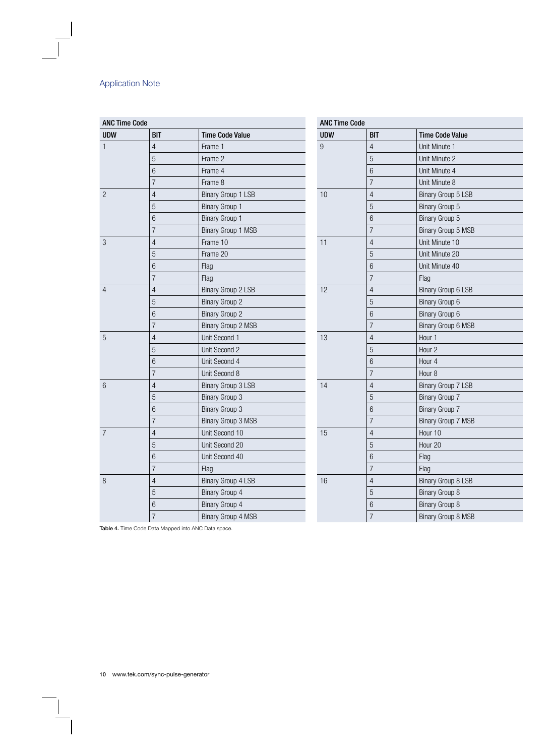| ANC Time Code | | |
|---|---|---|
| **UDW** | **BIT** | **Time Code Value** |
| 1 | 4 | Frame 1 |
| | 5 | Frame 2 |
| | 6 | Frame 4 |
| | 7 | Frame 8 |
| 2 | 4 | Binary Group 1 LSB |
| | 5 | Binary Group 1 |
| | 6 | Binary Group 1 |
| | 7 | Binary Group 1 MSB |
| 3 | 4 | Frame 10 |
| | 5 | Frame 20 |
| | 6 | Flag |
| | 7 | Flag |
| 4 | 4 | Binary Group 2 LSB |
| | 5 | Binary Group 2 |
| | 6 | Binary Group 2 |
| | 7 | Binary Group 2 MSB |
| 5 | 4 | Unit Second 1 |
| | 5 | Unit Second 2 |
| | 6 | Unit Second 4 |
| | 7 | Unit Second 8 |
| 6 | 4 | Binary Group 3 LSB |
| | 5 | Binary Group 3 |
| | 6 | Binary Group 3 |
| | 7 | Binary Group 3 MSB |
| 7 | 4 | Unit Second 10 |
| | 5 | Unit Second 20 |
| | 6 | Unit Second 40 |
| | 7 | Flag |
| 8 | 4 | Binary Group 4 LSB |
| | 5 | Binary Group 4 |
| | 6 | Binary Group 4 |
| | 7 | Binary Group 4 MSB |
| 9 | 4 | Unit Minute 1 |
| | 5 | Unit Minute 2 |
| | 6 | Unit Minute 4 |
| | 7 | Unit Minute 8 |
| 10 | 4 | Binary Group 5 LSB |
| | 5 | Binary Group 5 |
| | 6 | Binary Group 5 |
| | 7 | Binary Group 5 MSB |
| 11 | 4 | Unit Minute 10 |
| | 5 | Unit Minute 20 |
| | 6 | Unit Minute 40 |
| | 7 | Flag |
| 12 | 4 | Binary Group 6 LSB |
| | 5 | Binary Group 6 |
| | 6 | Binary Group 6 |
| | 7 | Binary Group 6 MSB |
| 13 | 4 | Hour 1 |
| | 5 | Hour 2 |
| | 6 | Hour 4 |
| | 7 | Hour 8 |
| 14 | 4 | Binary Group 7 LSB |
| | 5 | Binary Group 7 |
| | 6 | Binary Group 7 |
| | 7 | Binary Group 7 MSB |
| 15 | 4 | Hour 10 |
| | 5 | Hour 20 |
| | 6 | Flag |
| | 7 | Flag |
| 16 | 4 | Binary Group 8 LSB |
| | 5 | Binary Group 8 |
| | 6 | Binary Group 8 |
| | 7 | Binary Group 8 MSB |

**Table 4.** Time Code Data Mapped into ANC Data space.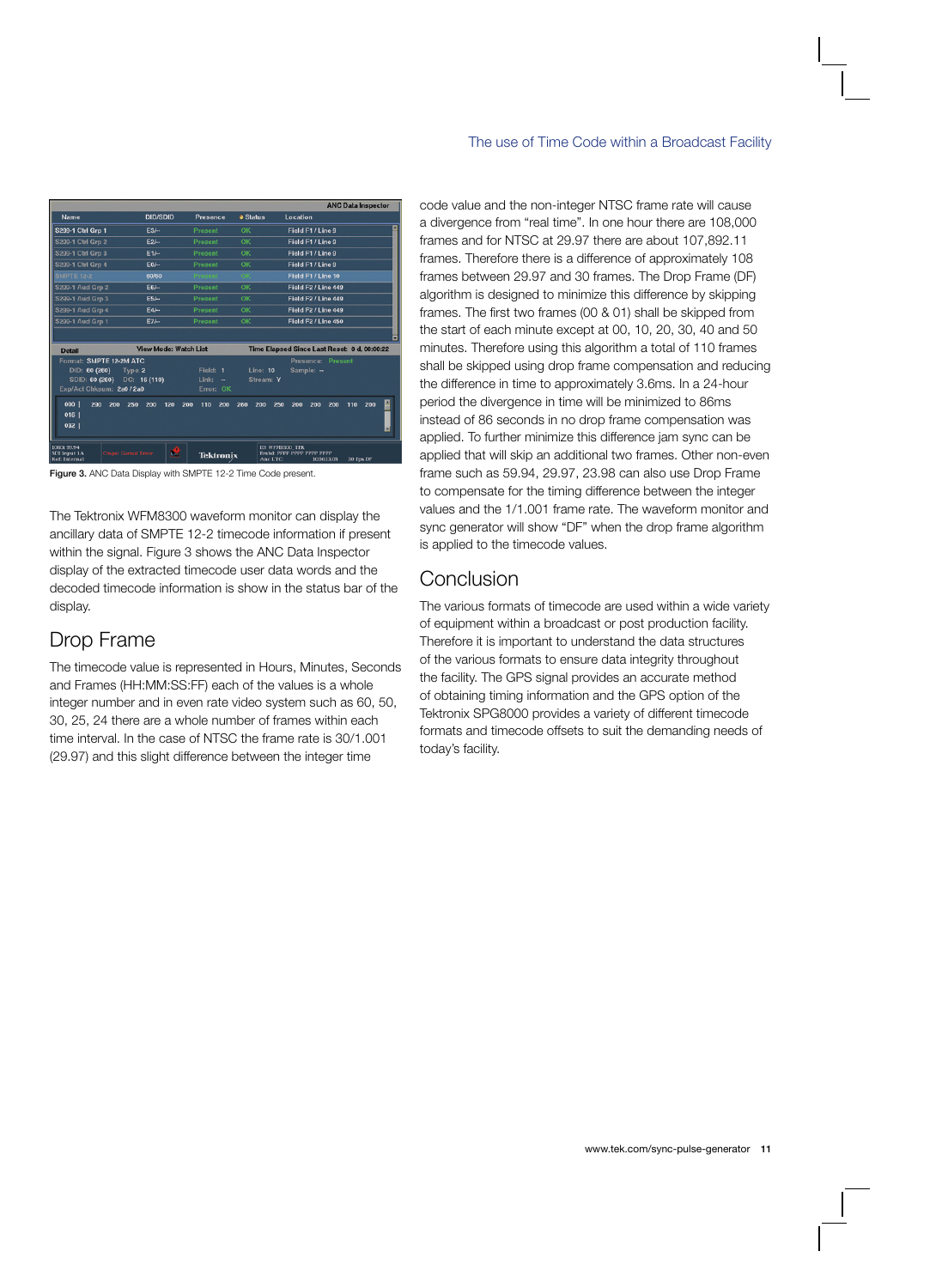Figure 3. ANC Data Display with SMPTE 12-2 Time Code present.

The Tektronix WFM8300 waveform monitor can display the ancillary data of SMPTE 12-2 timecode information if present within the signal. Figure 3 shows the ANC Data Inspector display of the extracted timecode user data words and the decoded timecode information is show in the status bar of the display.

## Drop Frame

The timecode value is represented in Hours, Minutes, Seconds and Frames (HH:MM:SS:FF) each of the values is a whole integer number and in even rate video system such as 60, 50, 30, 25, 24 there are a whole number of frames within each time interval. In the case of NTSC the frame rate is 30/1.001 (29.97) and this slight difference between the integer time code value and the non-integer NTSC frame rate will cause a divergence from "real time". In one hour there are 108,000 frames and for NTSC at 29.97 there are about 107,892.11 frames. Therefore there is a difference of approximately 108 frames between 29.97 and 30 frames. The Drop Frame (DF) algorithm is designed to minimize this difference by skipping frames. The first two frames (00 & 01) shall be skipped from the start of each minute except at 00, 10, 20, 30, 40 and 50 minutes. Therefore using this algorithm a total of 110 frames shall be skipped using drop frame compensation and reducing the difference in time to approximately 3.6ms. In a 24-hour period the divergence in time will be minimized to 86ms instead of 86 seconds in no drop frame compensation was applied. To further minimize this difference jam sync can be applied that will skip an additional two frames. Other non-even frame such as 59.94, 29.97, 23.98 can also use Drop Frame to compensate for the timing difference between the integer values and the 1/1.001 frame rate. The waveform monitor and sync generator will show "DF" when the drop frame algorithm is applied to the timecode values.

## Conclusion

The various formats of timecode are used within a wide variety of equipment within a broadcast or post production facility. Therefore it is important to understand the data structures of the various formats to ensure data integrity throughout the facility. The GPS signal provides an accurate method of obtaining timing information and the GPS option of the Tektronix SPG8000 provides a variety of different timecode formats and timecode offsets to suit the demanding needs of today's facility.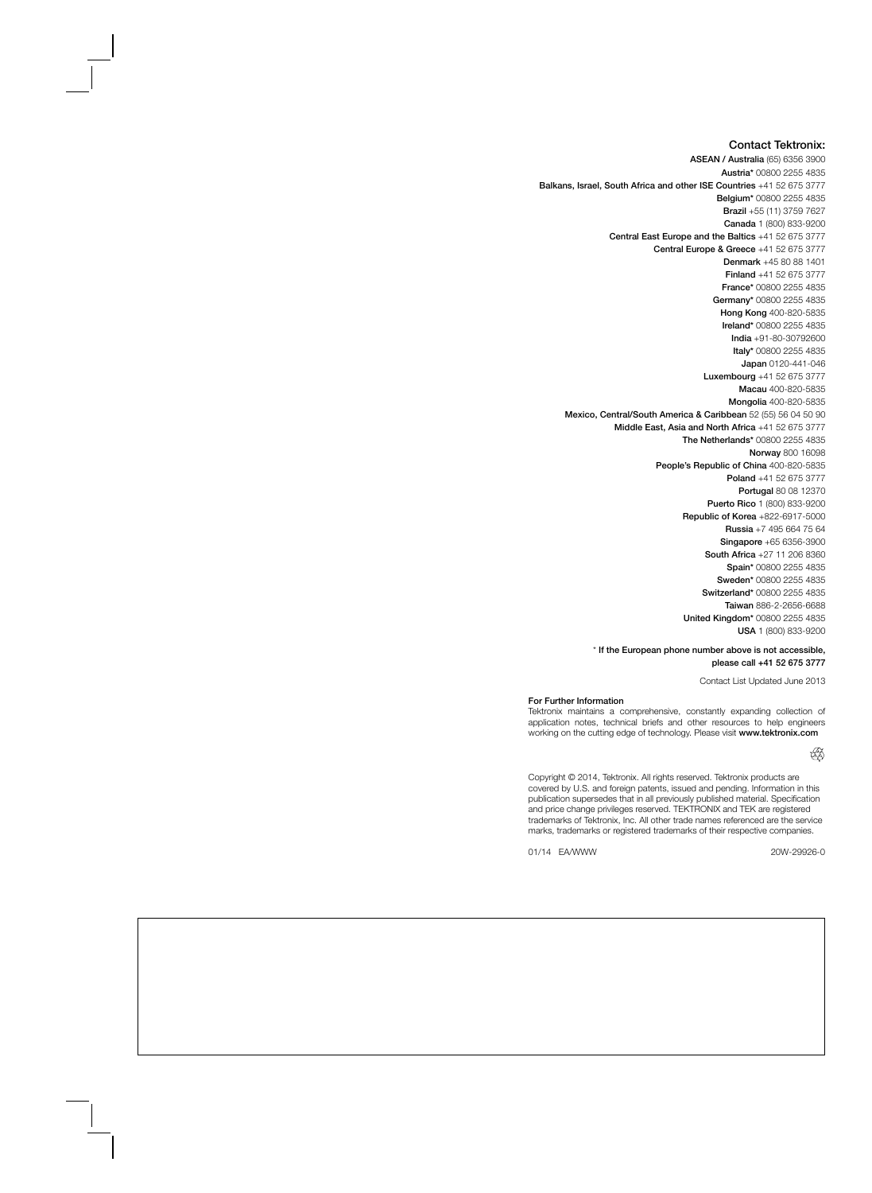## Contact Tektronix:

**ASEAN / Australia** (65) 6356 3900
**Austria*** 00800 2255 4835
**Balkans, Israel, South Africa and other ISE Countries** +41 52 675 3777
**Belgium*** 00800 2255 4835
**Brazil** +55 (11) 3759 7627
**Canada** 1 (800) 833-9200
**Central East Europe and the Baltics** +41 52 675 3777
**Central Europe & Greece** +41 52 675 3777
**Denmark** +45 80 88 1401
**Finland** +41 52 675 3777
**France*** 00800 2255 4835
**Germany*** 00800 2255 4835
**Hong Kong** 400-820-5835
**Ireland*** 00800 2255 4835
**India** +91-80-30792600
**Italy*** 00800 2255 4835
**Japan** 0120-441-046
**Luxembourg** +41 52 675 3777
**Macau** 400-820-5835
**Mongolia** 400-820-5835
**Mexico, Central/South America & Caribbean** 52 (55) 56 04 50 90
**Middle East, Asia and North Africa** +41 52 675 3777
**The Netherlands*** 00800 2255 4835
**Norway** 800 16098
**People's Republic of China** 400-820-5835
**Poland** +41 52 675 3777
**Portugal** 80 08 12370
**Puerto Rico** 1 (800) 833-9200
**Republic of Korea** +822-6917-5000
**Russia** +7 495 664 75 64
**Singapore** +65 6356-3900
**South Africa** +27 11 206 8360
**Spain*** 00800 2255 4835
**Sweden*** 00800 2255 4835
**Switzerland*** 00800 2255 4835
**Taiwan** 886-2-2656-6688
**United Kingdom*** 00800 2255 4835
**USA** 1 (800) 833-9200

\* **If the European phone number above is not accessible, please call +41 52 675 3777**

Contact List Updated June 2013

**For Further Information**
Tektronix maintains a comprehensive, constantly expanding collection of application notes, technical briefs and other resources to help engineers working on the cutting edge of technology. Please visit **www.tektronix.com**

Copyright © 2014, Tektronix. All rights reserved. Tektronix products are covered by U.S. and foreign patents, issued and pending. Information in this publication supersedes that in all previously published material. Specification and price change privileges reserved. TEKTRONIX and TEK are registered trademarks of Tektronix, Inc. All other trade names referenced are the service marks, trademarks or registered trademarks of their respective companies.

01/14 EA/WWW 20W-29926-0